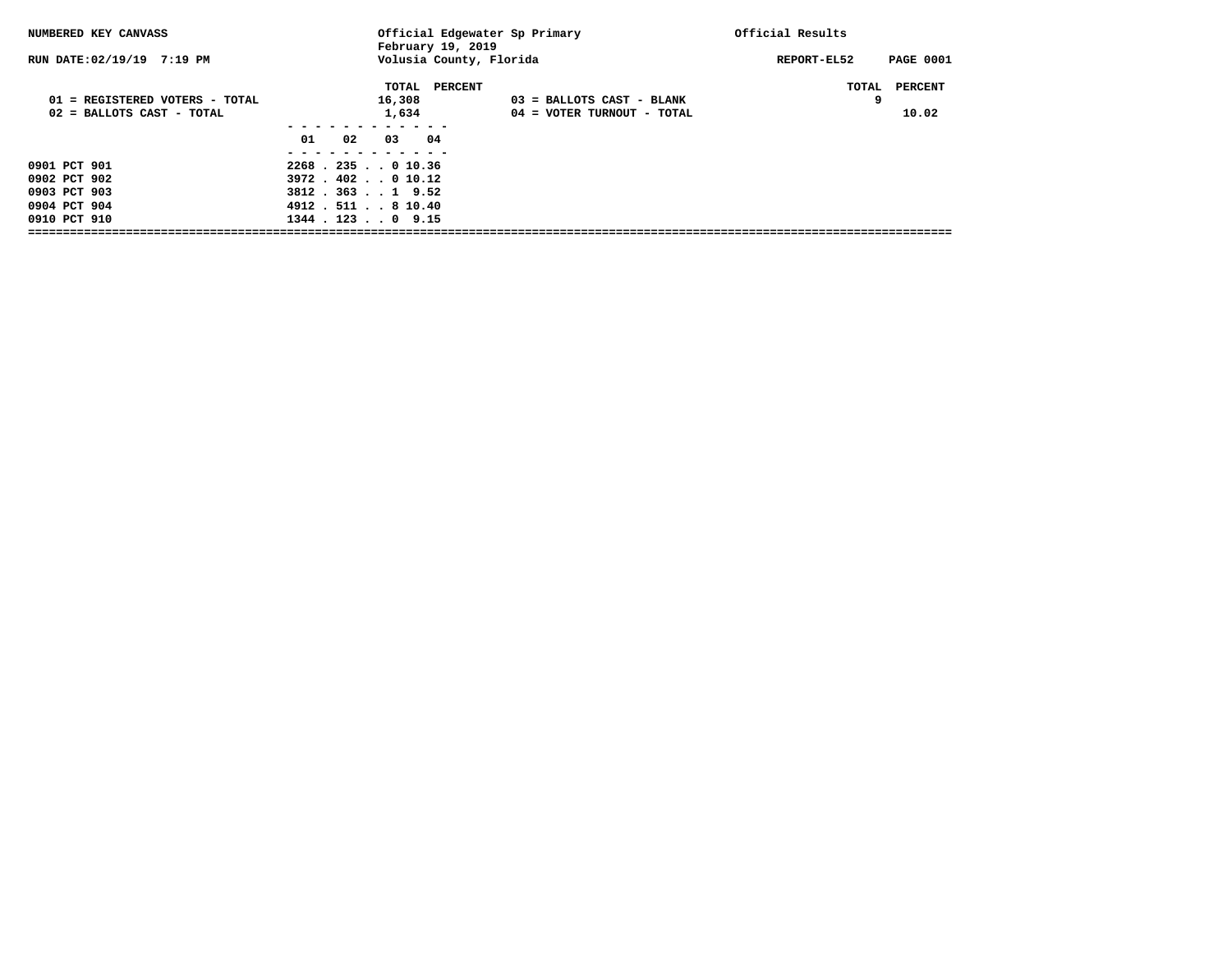NUMBERED KEY CANVASS

RUN DATE:02/19/19 7:19 PM

Official Edgewater Sp Primary
February 19, 2019
Volusia County, Florida

Official Results

REPORT-EL52

| | TOTAL | PERCENT | | TOTAL | PERCENT |
|---|---|---|---|---|---|
| 01 = REGISTERED VOTERS - TOTAL | 16,308 | | 03 = BALLOTS CAST - BLANK | 9 | |
| 02 = BALLOTS CAST - TOTAL | 1,634 | | 04 = VOTER TURNOUT - TOTAL | | 10.02 |

| | 01 | 02 | 03 | 04 |
|---|---|---|---|---|
| 0901 PCT 901 | 2268 | 235 | 0 | 10.36 |
| 0902 PCT 902 | 3972 | 402 | 0 | 10.12 |
| 0903 PCT 903 | 3812 | 363 | 1 | 9.52 |
| 0904 PCT 904 | 4912 | 511 | 8 | 10.40 |
| 0910 PCT 910 | 1344 | 123 | 0 | 9.15 |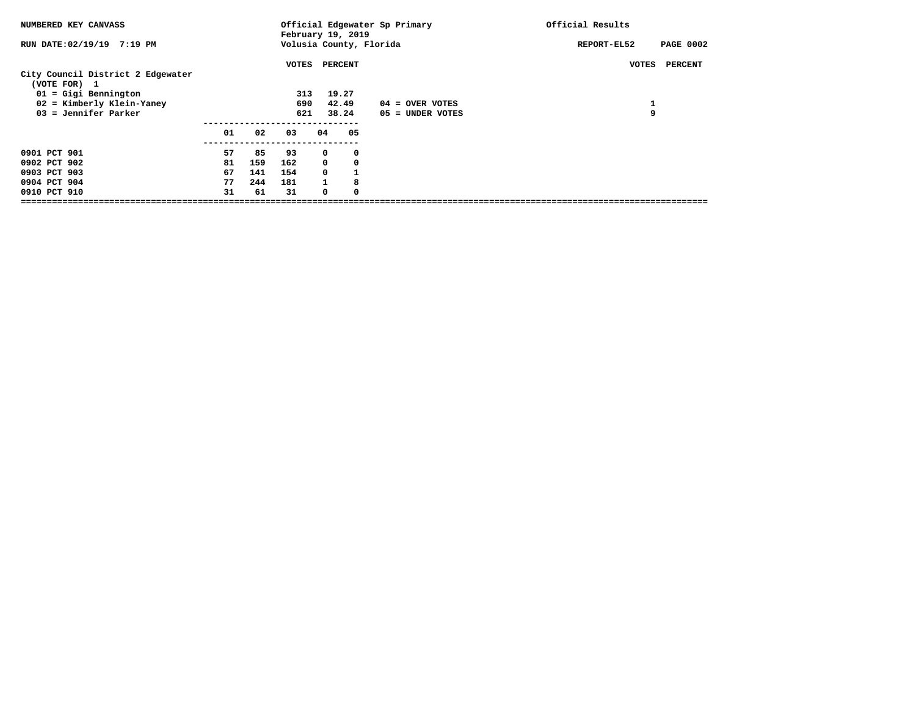NUMBERED KEY CANVASS

RUN DATE:02/19/19 7:19 PM

Official Edgewater Sp Primary
February 19, 2019
Volusia County, Florida

Official Results

REPORT-EL52

## City Council District 2 Edgewater
(VOTE FOR) 1

| | VOTES | PERCENT |
|---|---|---|
| 01 = Gigi Bennington | 313 | 19.27 |
| 02 = Kimberly Klein-Yaney | 690 | 42.49 |
| 03 = Jennifer Parker | 621 | 38.24 |

| | VOTES | PERCENT |
|---|---|---|
| 04 = OVER VOTES | 1 | |
| 05 = UNDER VOTES | 9 | |

| | 01 | 02 | 03 | 04 | 05 |
|---|---|---|---|---|---|
| 0901 PCT 901 | 57 | 85 | 93 | 0 | 0 |
| 0902 PCT 902 | 81 | 159 | 162 | 0 | 0 |
| 0903 PCT 903 | 67 | 141 | 154 | 0 | 1 |
| 0904 PCT 904 | 77 | 244 | 181 | 1 | 8 |
| 0910 PCT 910 | 31 | 61 | 31 | 0 | 0 |